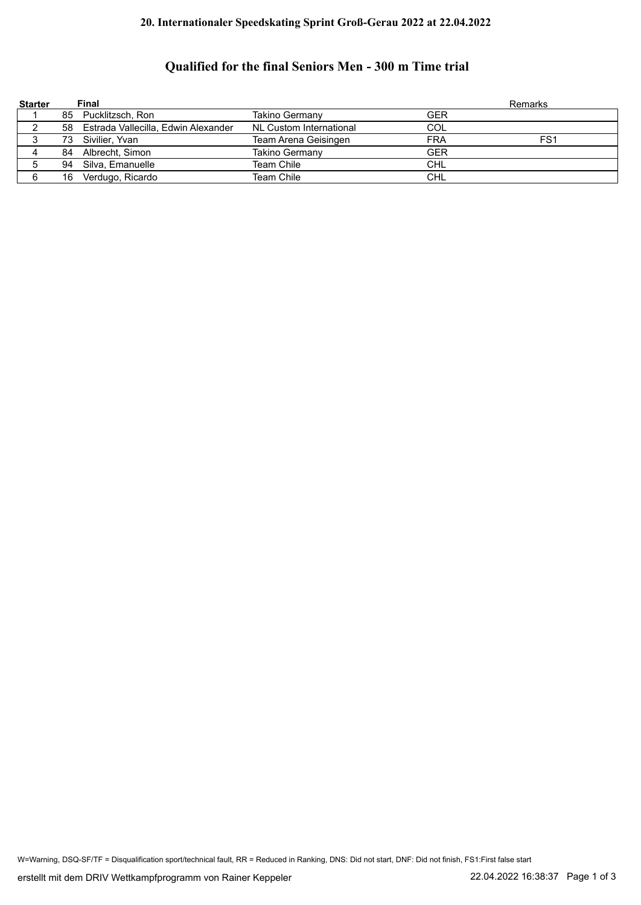**20. Internationaler Speedskating Sprint Groß-Gerau 2022 at 22.04.2022**

# Qualified for the final Seniors Men - 300 m Time trial

| Starter | Final | | | | Remarks |
|---|---|---|---|---|---|
| 1 | 85 | Pucklitzsch, Ron | Takino Germany | GER | |
| 2 | 58 | Estrada Vallecilla, Edwin Alexander | NL Custom International | COL | |
| 3 | 73 | Sivilier, Yvan | Team Arena Geisingen | FRA | FS1 |
| 4 | 84 | Albrecht, Simon | Takino Germany | GER | |
| 5 | 94 | Silva, Emanuelle | Team Chile | CHL | |
| 6 | 16 | Verdugo, Ricardo | Team Chile | CHL | |

W=Warning, DSQ-SF/TF = Disqualification sport/technical fault, RR = Reduced in Ranking, DNS: Did not start, DNF: Did not finish, FS1:First false start

erstellt mit dem DRIV Wettkampfprogramm von Rainer Keppeler 22.04.2022 16:38:37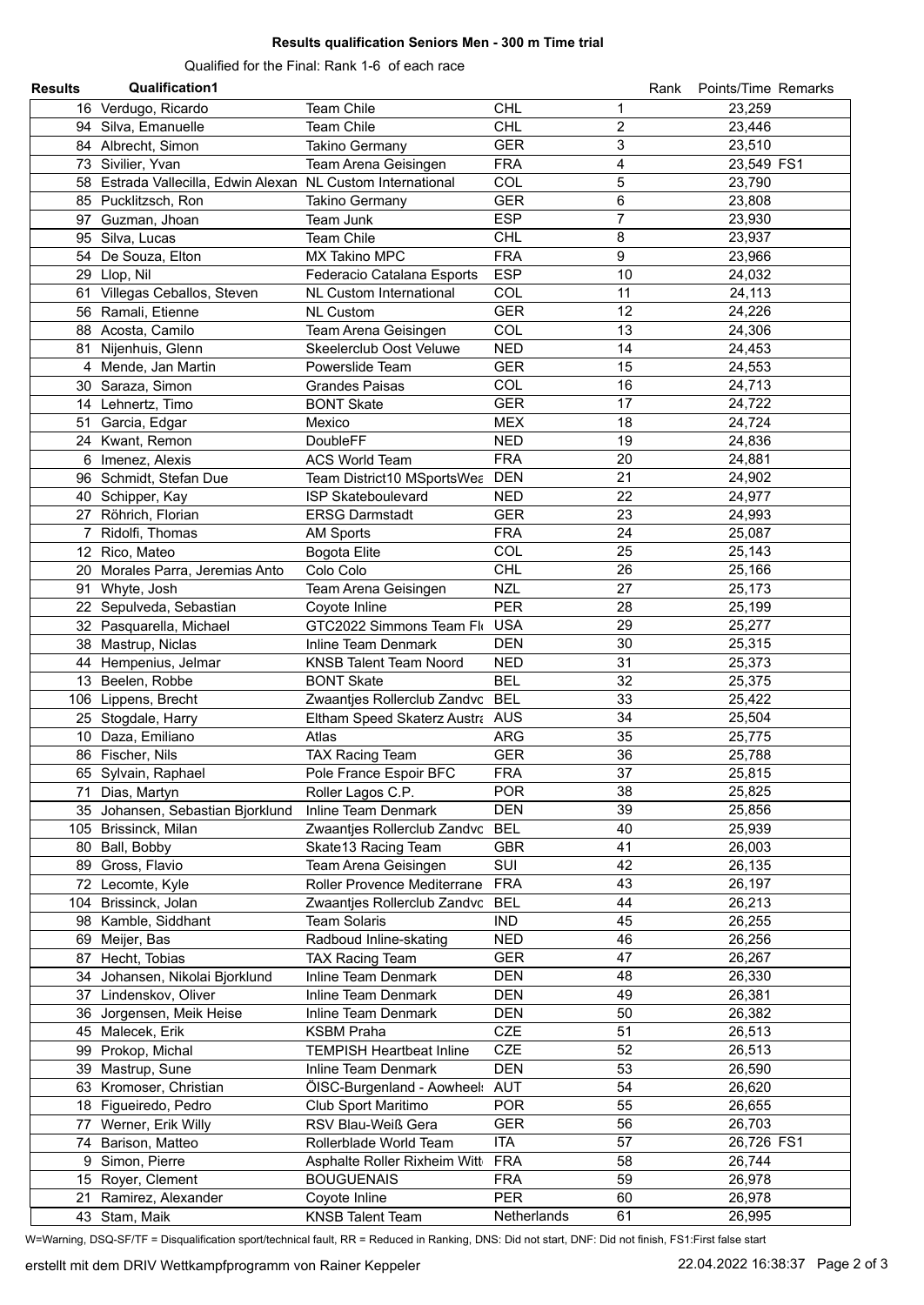# Results qualification Seniors Men - 300 m Time trial

Qualified for the Final: Rank 1-6 of each race

| Results | Qualification1 | | | Rank | Points/Time | Remarks |
|---|---|---|---|---|---|---|
| 16 | Verdugo, Ricardo | Team Chile | CHL | 1 | 23,259 | |
| 94 | Silva, Emanuelle | Team Chile | CHL | 2 | 23,446 | |
| 84 | Albrecht, Simon | Takino Germany | GER | 3 | 23,510 | |
| 73 | Sivilier, Yvan | Team Arena Geisingen | FRA | 4 | 23,549 | FS1 |
| 58 | Estrada Vallecilla, Edwin Alexan | NL Custom International | COL | 5 | 23,790 | |
| 85 | Pucklitzsch, Ron | Takino Germany | GER | 6 | 23,808 | |
| 97 | Guzman, Jhoan | Team Junk | ESP | 7 | 23,930 | |
| 95 | Silva, Lucas | Team Chile | CHL | 8 | 23,937 | |
| 54 | De Souza, Elton | MX Takino MPC | FRA | 9 | 23,966 | |
| 29 | Llop, Nil | Federacio Catalana Esports | ESP | 10 | 24,032 | |
| 61 | Villegas Ceballos, Steven | NL Custom International | COL | 11 | 24,113 | |
| 56 | Ramali, Etienne | NL Custom | GER | 12 | 24,226 | |
| 88 | Acosta, Camilo | Team Arena Geisingen | COL | 13 | 24,306 | |
| 81 | Nijenhuis, Glenn | Skeelerclub Oost Veluwe | NED | 14 | 24,453 | |
| 4 | Mende, Jan Martin | Powerslide Team | GER | 15 | 24,553 | |
| 30 | Saraza, Simon | Grandes Paisas | COL | 16 | 24,713 | |
| 14 | Lehnertz, Timo | BONT Skate | GER | 17 | 24,722 | |
| 51 | Garcia, Edgar | Mexico | MEX | 18 | 24,724 | |
| 24 | Kwant, Remon | DoubleFF | NED | 19 | 24,836 | |
| 6 | Imenez, Alexis | ACS World Team | FRA | 20 | 24,881 | |
| 96 | Schmidt, Stefan Due | Team District10 MSportsWea | DEN | 21 | 24,902 | |
| 40 | Schipper, Kay | ISP Skateboulevard | NED | 22 | 24,977 | |
| 27 | Röhrich, Florian | ERSG Darmstadt | GER | 23 | 24,993 | |
| 7 | Ridolfi, Thomas | AM Sports | FRA | 24 | 25,087 | |
| 12 | Rico, Mateo | Bogota Elite | COL | 25 | 25,143 | |
| 20 | Morales Parra, Jeremias Anto | Colo Colo | CHL | 26 | 25,166 | |
| 91 | Whyte, Josh | Team Arena Geisingen | NZL | 27 | 25,173 | |
| 22 | Sepulveda, Sebastian | Coyote Inline | PER | 28 | 25,199 | |
| 32 | Pasquarella, Michael | GTC2022 Simmons Team Fl | USA | 29 | 25,277 | |
| 38 | Mastrup, Niclas | Inline Team Denmark | DEN | 30 | 25,315 | |
| 44 | Hempenius, Jelmar | KNSB Talent Team Noord | NED | 31 | 25,373 | |
| 13 | Beelen, Robbe | BONT Skate | BEL | 32 | 25,375 | |
| 106 | Lippens, Brecht | Zwaantjes Rollerclub Zandvo | BEL | 33 | 25,422 | |
| 25 | Stogdale, Harry | Eltham Speed Skaterz Austra | AUS | 34 | 25,504 | |
| 10 | Daza, Emiliano | Atlas | ARG | 35 | 25,775 | |
| 86 | Fischer, Nils | TAX Racing Team | GER | 36 | 25,788 | |
| 65 | Sylvain, Raphael | Pole France Espoir BFC | FRA | 37 | 25,815 | |
| 71 | Dias, Martyn | Roller Lagos C.P. | POR | 38 | 25,825 | |
| 35 | Johansen, Sebastian Bjorklund | Inline Team Denmark | DEN | 39 | 25,856 | |
| 105 | Brissinck, Milan | Zwaantjes Rollerclub Zandvo | BEL | 40 | 25,939 | |
| 80 | Ball, Bobby | Skate13 Racing Team | GBR | 41 | 26,003 | |
| 89 | Gross, Flavio | Team Arena Geisingen | SUI | 42 | 26,135 | |
| 72 | Lecomte, Kyle | Roller Provence Mediterrane | FRA | 43 | 26,197 | |
| 104 | Brissinck, Jolan | Zwaantjes Rollerclub Zandvo | BEL | 44 | 26,213 | |
| 98 | Kamble, Siddhant | Team Solaris | IND | 45 | 26,255 | |
| 69 | Meijer, Bas | Radboud Inline-skating | NED | 46 | 26,256 | |
| 87 | Hecht, Tobias | TAX Racing Team | GER | 47 | 26,267 | |
| 34 | Johansen, Nikolai Bjorklund | Inline Team Denmark | DEN | 48 | 26,330 | |
| 37 | Lindenskov, Oliver | Inline Team Denmark | DEN | 49 | 26,381 | |
| 36 | Jorgensen, Meik Heise | Inline Team Denmark | DEN | 50 | 26,382 | |
| 45 | Malecek, Erik | KSBM Praha | CZE | 51 | 26,513 | |
| 99 | Prokop, Michal | TEMPISH Heartbeat Inline | CZE | 52 | 26,513 | |
| 39 | Mastrup, Sune | Inline Team Denmark | DEN | 53 | 26,590 | |
| 63 | Kromoser, Christian | ÖISC-Burgenland - Aowheel: | AUT | 54 | 26,620 | |
| 18 | Figueiredo, Pedro | Club Sport Maritimo | POR | 55 | 26,655 | |
| 77 | Werner, Erik Willy | RSV Blau-Weiß Gera | GER | 56 | 26,703 | |
| 74 | Barison, Matteo | Rollerblade World Team | ITA | 57 | 26,726 | FS1 |
| 9 | Simon, Pierre | Asphalte Roller Rixheim Witt | FRA | 58 | 26,744 | |
| 15 | Royer, Clement | BOUGUENAIS | FRA | 59 | 26,978 | |
| 21 | Ramirez, Alexander | Coyote Inline | PER | 60 | 26,978 | |
| 43 | Stam, Maik | KNSB Talent Team | Netherlands | 61 | 26,995 | |

W=Warning, DSQ-SF/TF = Disqualification sport/technical fault, RR = Reduced in Ranking, DNS: Did not start, DNF: Did not finish, FS1:First false start

erstellt mit dem DRIV Wettkampfprogramm von Rainer Keppeler 22.04.2022 16:38:37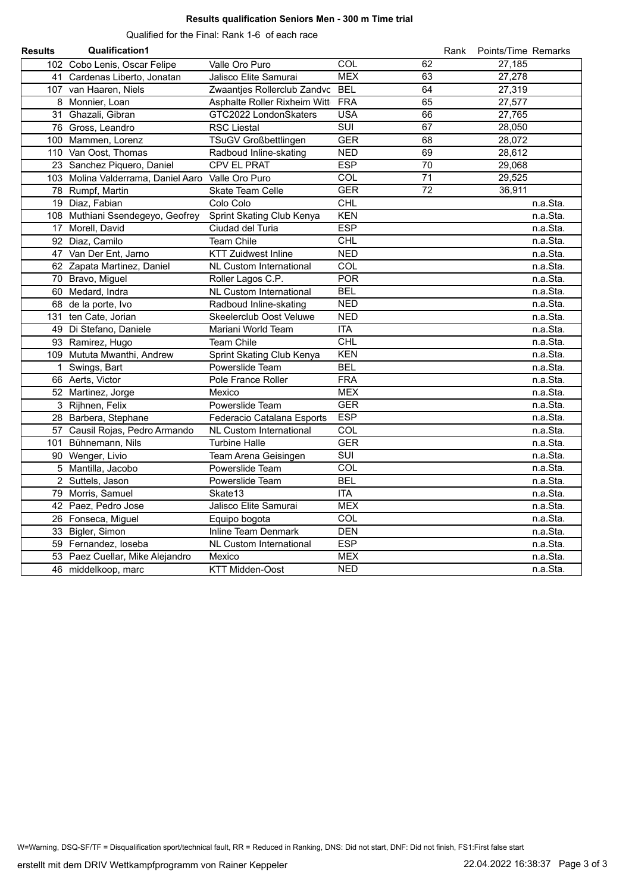**Results qualification Seniors Men - 300 m Time trial**

Qualified for the Final: Rank 1-6 of each race

| Results | Qualification1 | | | Rank | Points/Time | Remarks |
|---|---|---|---|---|---|---|
| 102 | Cobo Lenis, Oscar Felipe | Valle Oro Puro | COL | 62 | 27,185 | |
| 41 | Cardenas Liberto, Jonatan | Jalisco Elite Samurai | MEX | 63 | 27,278 | |
| 107 | van Haaren, Niels | Zwaantjes Rollerclub Zandvc | BEL | 64 | 27,319 | |
| 8 | Monnier, Loan | Asphalte Roller Rixheim Witt | FRA | 65 | 27,577 | |
| 31 | Ghazali, Gibran | GTC2022 LondonSkaters | USA | 66 | 27,765 | |
| 76 | Gross, Leandro | RSC Liestal | SUI | 67 | 28,050 | |
| 100 | Mammen, Lorenz | TSuGV Großbettlingen | GER | 68 | 28,072 | |
| 110 | Van Oost, Thomas | Radboud Inline-skating | NED | 69 | 28,612 | |
| 23 | Sanchez Piquero, Daniel | CPV EL PRAT | ESP | 70 | 29,068 | |
| 103 | Molina Valderrama, Daniel Aaro | Valle Oro Puro | COL | 71 | 29,525 | |
| 78 | Rumpf, Martin | Skate Team Celle | GER | 72 | 36,911 | |
| 19 | Diaz, Fabian | Colo Colo | CHL | | | n.a.Sta. |
| 108 | Muthiani Ssendegeyo, Geofrey | Sprint Skating Club Kenya | KEN | | | n.a.Sta. |
| 17 | Morell, David | Ciudad del Turia | ESP | | | n.a.Sta. |
| 92 | Diaz, Camilo | Team Chile | CHL | | | n.a.Sta. |
| 47 | Van Der Ent, Jarno | KTT Zuidwest Inline | NED | | | n.a.Sta. |
| 62 | Zapata Martinez, Daniel | NL Custom International | COL | | | n.a.Sta. |
| 70 | Bravo, Miguel | Roller Lagos C.P. | POR | | | n.a.Sta. |
| 60 | Medard, Indra | NL Custom International | BEL | | | n.a.Sta. |
| 68 | de la porte, Ivo | Radboud Inline-skating | NED | | | n.a.Sta. |
| 131 | ten Cate, Jorian | Skeelerclub Oost Veluwe | NED | | | n.a.Sta. |
| 49 | Di Stefano, Daniele | Mariani World Team | ITA | | | n.a.Sta. |
| 93 | Ramirez, Hugo | Team Chile | CHL | | | n.a.Sta. |
| 109 | Mututa Mwanthi, Andrew | Sprint Skating Club Kenya | KEN | | | n.a.Sta. |
| 1 | Swings, Bart | Powerslide Team | BEL | | | n.a.Sta. |
| 66 | Aerts, Victor | Pole France Roller | FRA | | | n.a.Sta. |
| 52 | Martinez, Jorge | Mexico | MEX | | | n.a.Sta. |
| 3 | Rijhnen, Felix | Powerslide Team | GER | | | n.a.Sta. |
| 28 | Barbera, Stephane | Federacio Catalana Esports | ESP | | | n.a.Sta. |
| 57 | Causil Rojas, Pedro Armando | NL Custom International | COL | | | n.a.Sta. |
| 101 | Bühnemann, Nils | Turbine Halle | GER | | | n.a.Sta. |
| 90 | Wenger, Livio | Team Arena Geisingen | SUI | | | n.a.Sta. |
| 5 | Mantilla, Jacobo | Powerslide Team | COL | | | n.a.Sta. |
| 2 | Suttels, Jason | Powerslide Team | BEL | | | n.a.Sta. |
| 79 | Morris, Samuel | Skate13 | ITA | | | n.a.Sta. |
| 42 | Paez, Pedro Jose | Jalisco Elite Samurai | MEX | | | n.a.Sta. |
| 26 | Fonseca, Miguel | Equipo bogota | COL | | | n.a.Sta. |
| 33 | Bigler, Simon | Inline Team Denmark | DEN | | | n.a.Sta. |
| 59 | Fernandez, Ioseba | NL Custom International | ESP | | | n.a.Sta. |
| 53 | Paez Cuellar, Mike Alejandro | Mexico | MEX | | | n.a.Sta. |
| 46 | middelkoop, marc | KTT Midden-Oost | NED | | | n.a.Sta. |

W=Warning, DSQ-SF/TF = Disqualification sport/technical fault, RR = Reduced in Ranking, DNS: Did not start, DNF: Did not finish, FS1:First false start

erstellt mit dem DRIV Wettkampfprogramm von Rainer Keppeler — 22.04.2022 16:38:37